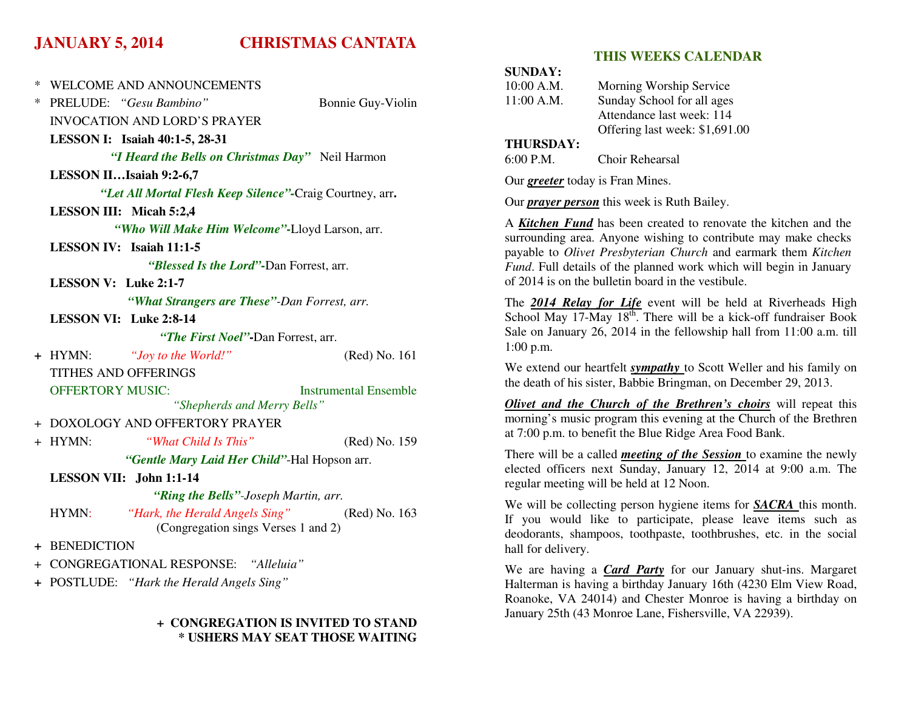## JANUARY 5, 2014 CHRISTMAS CANTATA

\* WELCOME AND ANNOUNCEMENTS

\* PRELUDE: *"Gesu Bambino"* Bonnie Guy-Violin

INVOCATION AND LORD'S PRAYER

**LESSON I: Isaiah 40:1-5, 28-31**

***"I Heard the Bells on Christmas Day"*** Neil Harmon

**LESSON II…Isaiah 9:2-6,7**

***"Let All Mortal Flesh Keep Silence"***-Craig Courtney, arr**.**

**LESSON III: Micah 5:2,4**

***"Who Will Make Him Welcome"***-Lloyd Larson, arr.

**LESSON IV: Isaiah 11:1-5**

***"Blessed Is the Lord"***-Dan Forrest, arr.

**LESSON V: Luke 2:1-7**

***"What Strangers are These"****-Dan Forrest, arr.*

**LESSON VI: Luke 2:8-14**

***"The First Noel"***-Dan Forrest, arr.

**+** HYMN: *"Joy to the World!"* (Red) No. 161

TITHES AND OFFERINGS

OFFERTORY MUSIC: Instrumental Ensemble

*"Shepherds and Merry Bells"*

\+ DOXOLOGY AND OFFERTORY PRAYER

\+ HYMN: *"What Child Is This"* (Red) No. 159

***"Gentle Mary Laid Her Child"***-Hal Hopson arr.

**LESSON VII: John 1:1-14**

***"Ring the Bells"****-Joseph Martin, arr.*

HYMN: *"Hark, the Herald Angels Sing"* (Red) No. 163

(Congregation sings Verses 1 and 2)

**+** BENEDICTION

\+ CONGREGATIONAL RESPONSE: *"Alleluia"*

**+** POSTLUDE: *"Hark the Herald Angels Sing"*

**+ CONGREGATION IS INVITED TO STAND**
**\* USHERS MAY SEAT THOSE WAITING**

## THIS WEEKS CALENDAR

**SUNDAY:**

10:00 A.M. Morning Worship Service
11:00 A.M. Sunday School for all ages
Attendance last week: 114
Offering last week: $1,691.00

**THURSDAY:**

6:00 P.M. Choir Rehearsal

Our ***greeter*** today is Fran Mines.

Our ***prayer person*** this week is Ruth Bailey.

A ***Kitchen Fund*** has been created to renovate the kitchen and the surrounding area. Anyone wishing to contribute may make checks payable to *Olivet Presbyterian Church* and earmark them *Kitchen Fund*. Full details of the planned work which will begin in January of 2014 is on the bulletin board in the vestibule.

The ***2014 Relay for Life*** event will be held at Riverheads High School May 17-May 18th. There will be a kick-off fundraiser Book Sale on January 26, 2014 in the fellowship hall from 11:00 a.m. till 1:00 p.m.

We extend our heartfelt ***sympathy*** to Scott Weller and his family on the death of his sister, Babbie Bringman, on December 29, 2013.

***Olivet and the Church of the Brethren's choirs*** will repeat this morning's music program this evening at the Church of the Brethren at 7:00 p.m. to benefit the Blue Ridge Area Food Bank.

There will be a called ***meeting of the Session*** to examine the newly elected officers next Sunday, January 12, 2014 at 9:00 a.m. The regular meeting will be held at 12 Noon.

We will be collecting person hygiene items for ***SACRA*** this month. If you would like to participate, please leave items such as deodorants, shampoos, toothpaste, toothbrushes, etc. in the social hall for delivery.

We are having a ***Card Party*** for our January shut-ins. Margaret Halterman is having a birthday January 16th (4230 Elm View Road, Roanoke, VA 24014) and Chester Monroe is having a birthday on January 25th (43 Monroe Lane, Fishersville, VA 22939).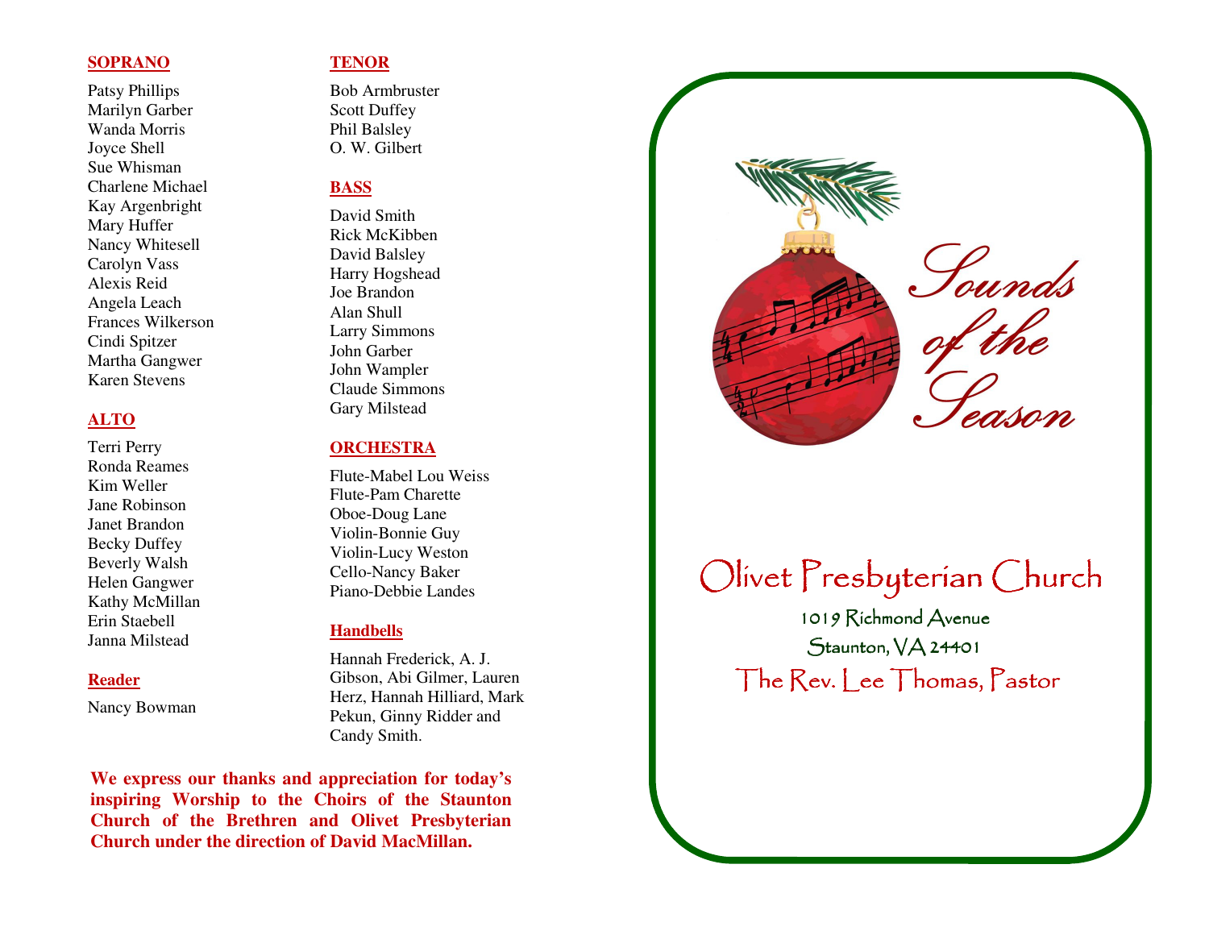**SOPRANO**

Patsy Phillips
Marilyn Garber
Wanda Morris
Joyce Shell
Sue Whisman
Charlene Michael
Kay Argenbright
Mary Huffer
Nancy Whitesell
Carolyn Vass
Alexis Reid
Angela Leach
Frances Wilkerson
Cindi Spitzer
Martha Gangwer
Karen Stevens

**ALTO**

Terri Perry
Ronda Reames
Kim Weller
Jane Robinson
Janet Brandon
Becky Duffey
Beverly Walsh
Helen Gangwer
Kathy McMillan
Erin Staebell
Janna Milstead

**Reader**

Nancy Bowman

**TENOR**

Bob Armbruster
Scott Duffey
Phil Balsley
O. W. Gilbert

**BASS**

David Smith
Rick McKibben
David Balsley
Harry Hogshead
Joe Brandon
Alan Shull
Larry Simmons
John Garber
John Wampler
Claude Simmons
Gary Milstead

**ORCHESTRA**

Flute-Mabel Lou Weiss
Flute-Pam Charette
Oboe-Doug Lane
Violin-Bonnie Guy
Violin-Lucy Weston
Cello-Nancy Baker
Piano-Debbie Landes

**Handbells**

Hannah Frederick, A. J. Gibson, Abi Gilmer, Lauren Herz, Hannah Hilliard, Mark Pekun, Ginny Ridder and Candy Smith.

**We express our thanks and appreciation for today's inspiring Worship to the Choirs of the Staunton Church of the Brethren and Olivet Presbyterian Church under the direction of David MacMillan.**

# *Sounds of the Season*

## Olivet Presbyterian Church

1019 Richmond Avenue
Staunton, VA 24401
The Rev. Lee Thomas, Pastor